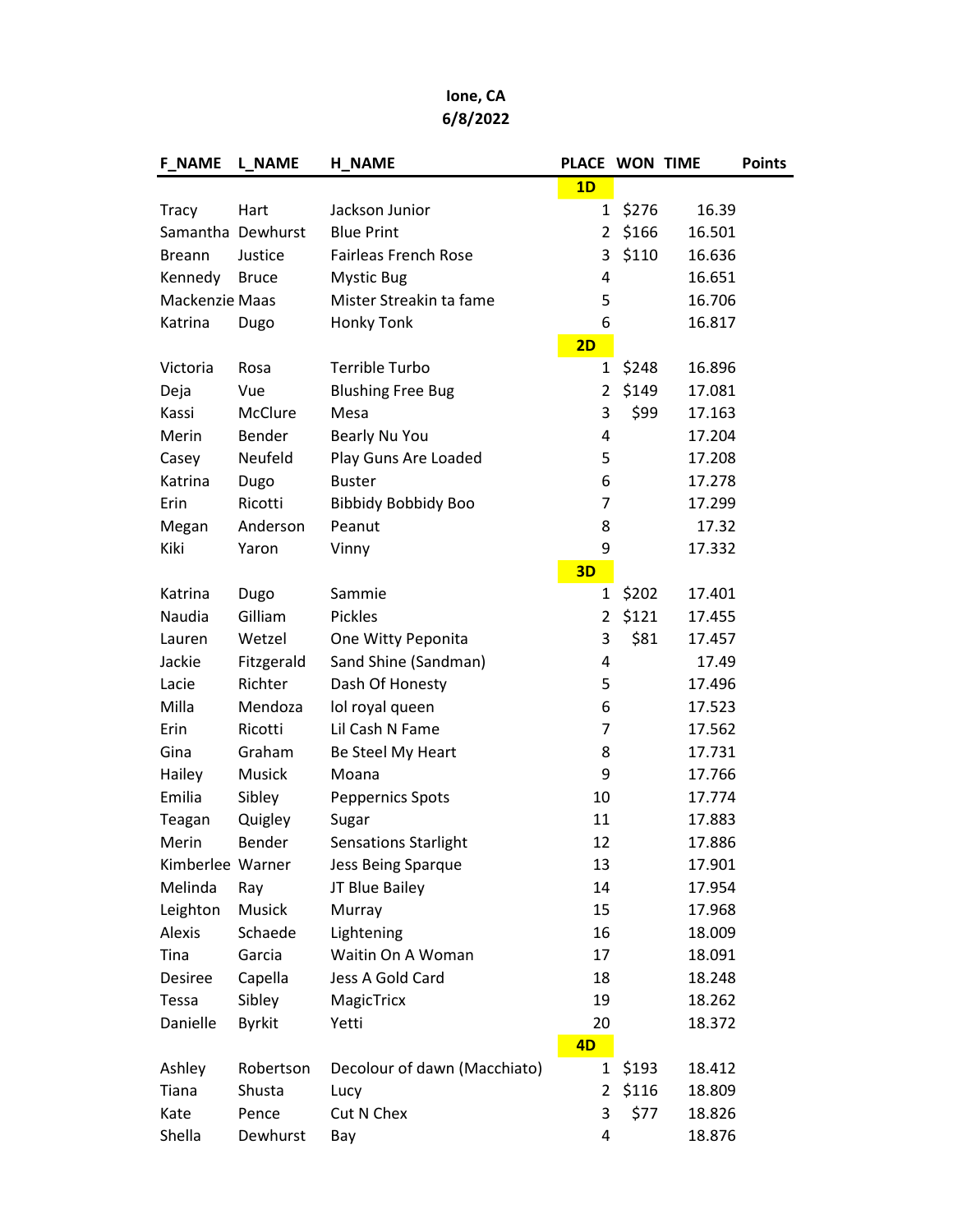# Ione, CA
## 6/8/2022

| F_NAME | L_NAME | H_NAME | PLACE | WON | TIME | Points |
|---|---|---|---|---|---|---|
| | | | **1D** | | | |
| Tracy | Hart | Jackson Junior | 1 | $276 | 16.39 | |
| Samantha | Dewhurst | Blue Print | 2 | $166 | 16.501 | |
| Breann | Justice | Fairleas French Rose | 3 | $110 | 16.636 | |
| Kennedy | Bruce | Mystic Bug | 4 | | 16.651 | |
| Mackenzie | Maas | Mister Streakin ta fame | 5 | | 16.706 | |
| Katrina | Dugo | Honky Tonk | 6 | | 16.817 | |
| | | | **2D** | | | |
| Victoria | Rosa | Terrible Turbo | 1 | $248 | 16.896 | |
| Deja | Vue | Blushing Free Bug | 2 | $149 | 17.081 | |
| Kassi | McClure | Mesa | 3 | $99 | 17.163 | |
| Merin | Bender | Bearly Nu You | 4 | | 17.204 | |
| Casey | Neufeld | Play Guns Are Loaded | 5 | | 17.208 | |
| Katrina | Dugo | Buster | 6 | | 17.278 | |
| Erin | Ricotti | Bibbidy Bobbidy Boo | 7 | | 17.299 | |
| Megan | Anderson | Peanut | 8 | | 17.32 | |
| Kiki | Yaron | Vinny | 9 | | 17.332 | |
| | | | **3D** | | | |
| Katrina | Dugo | Sammie | 1 | $202 | 17.401 | |
| Naudia | Gilliam | Pickles | 2 | $121 | 17.455 | |
| Lauren | Wetzel | One Witty Peponita | 3 | $81 | 17.457 | |
| Jackie | Fitzgerald | Sand Shine (Sandman) | 4 | | 17.49 | |
| Lacie | Richter | Dash Of Honesty | 5 | | 17.496 | |
| Milla | Mendoza | lol royal queen | 6 | | 17.523 | |
| Erin | Ricotti | Lil Cash N Fame | 7 | | 17.562 | |
| Gina | Graham | Be Steel My Heart | 8 | | 17.731 | |
| Hailey | Musick | Moana | 9 | | 17.766 | |
| Emilia | Sibley | Peppernics Spots | 10 | | 17.774 | |
| Teagan | Quigley | Sugar | 11 | | 17.883 | |
| Merin | Bender | Sensations Starlight | 12 | | 17.886 | |
| Kimberlee | Warner | Jess Being Sparque | 13 | | 17.901 | |
| Melinda | Ray | JT Blue Bailey | 14 | | 17.954 | |
| Leighton | Musick | Murray | 15 | | 17.968 | |
| Alexis | Schaede | Lightening | 16 | | 18.009 | |
| Tina | Garcia | Waitin On A Woman | 17 | | 18.091 | |
| Desiree | Capella | Jess A Gold Card | 18 | | 18.248 | |
| Tessa | Sibley | MagicTricx | 19 | | 18.262 | |
| Danielle | Byrkit | Yetti | 20 | | 18.372 | |
| | | | **4D** | | | |
| Ashley | Robertson | Decolour of dawn (Macchiato) | 1 | $193 | 18.412 | |
| Tiana | Shusta | Lucy | 2 | $116 | 18.809 | |
| Kate | Pence | Cut N Chex | 3 | $77 | 18.826 | |
| Shella | Dewhurst | Bay | 4 | | 18.876 | |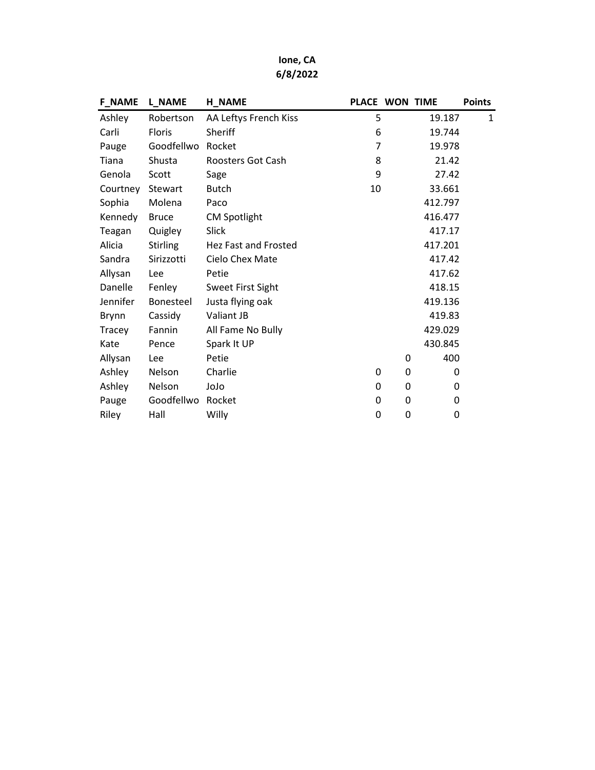**Ione, CA**
**6/8/2022**

| F_NAME | L_NAME | H_NAME | PLACE | WON | TIME | Points |
|---|---|---|---|---|---|---|
| Ashley | Robertson | AA Leftys French Kiss | 5 | | 19.187 | 1 |
| Carli | Floris | Sheriff | 6 | | 19.744 | |
| Pauge | Goodfellwo | Rocket | 7 | | 19.978 | |
| Tiana | Shusta | Roosters Got Cash | 8 | | 21.42 | |
| Genola | Scott | Sage | 9 | | 27.42 | |
| Courtney | Stewart | Butch | 10 | | 33.661 | |
| Sophia | Molena | Paco | | | 412.797 | |
| Kennedy | Bruce | CM Spotlight | | | 416.477 | |
| Teagan | Quigley | Slick | | | 417.17 | |
| Alicia | Stirling | Hez Fast and Frosted | | | 417.201 | |
| Sandra | Sirizzotti | Cielo Chex Mate | | | 417.42 | |
| Allysan | Lee | Petie | | | 417.62 | |
| Danelle | Fenley | Sweet First Sight | | | 418.15 | |
| Jennifer | Bonesteel | Justa flying oak | | | 419.136 | |
| Brynn | Cassidy | Valiant JB | | | 419.83 | |
| Tracey | Fannin | All Fame No Bully | | | 429.029 | |
| Kate | Pence | Spark It UP | | | 430.845 | |
| Allysan | Lee | Petie | | 0 | 400 | |
| Ashley | Nelson | Charlie | 0 | 0 | 0 | |
| Ashley | Nelson | JoJo | 0 | 0 | 0 | |
| Pauge | Goodfellwo | Rocket | 0 | 0 | 0 | |
| Riley | Hall | Willy | 0 | 0 | 0 | |